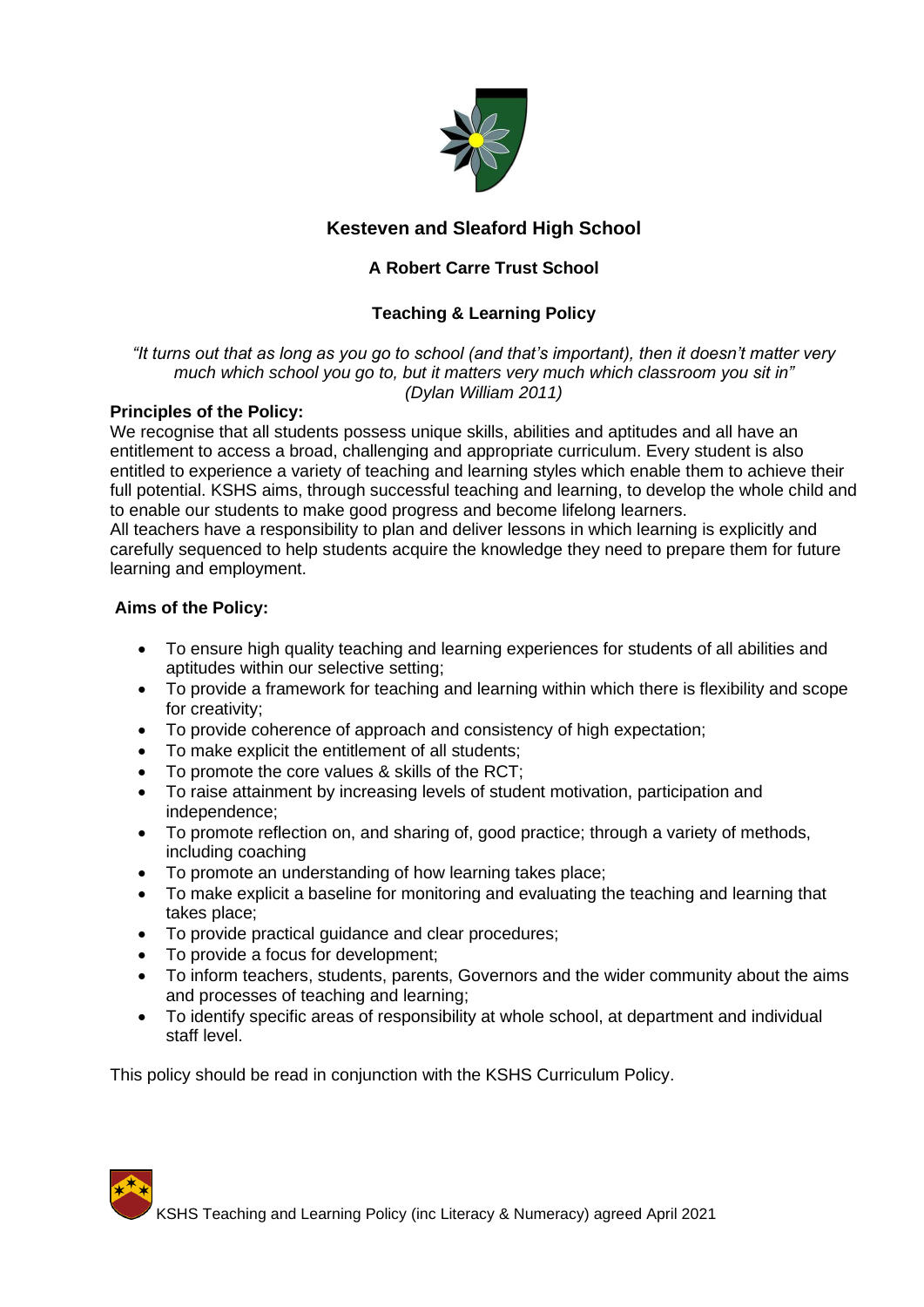# Kesteven and Sleaford High School

## A Robert Carre Trust School

## Teaching & Learning Policy

*"It turns out that as long as you go to school (and that's important), then it doesn't matter very much which school you go to, but it matters very much which classroom you sit in"*
*(Dylan William 2011)*

**Principles of the Policy:**

We recognise that all students possess unique skills, abilities and aptitudes and all have an entitlement to access a broad, challenging and appropriate curriculum. Every student is also entitled to experience a variety of teaching and learning styles which enable them to achieve their full potential. KSHS aims, through successful teaching and learning, to develop the whole child and to enable our students to make good progress and become lifelong learners.
All teachers have a responsibility to plan and deliver lessons in which learning is explicitly and carefully sequenced to help students acquire the knowledge they need to prepare them for future learning and employment.

**Aims of the Policy:**

- To ensure high quality teaching and learning experiences for students of all abilities and aptitudes within our selective setting;
- To provide a framework for teaching and learning within which there is flexibility and scope for creativity;
- To provide coherence of approach and consistency of high expectation;
- To make explicit the entitlement of all students;
- To promote the core values & skills of the RCT;
- To raise attainment by increasing levels of student motivation, participation and independence;
- To promote reflection on, and sharing of, good practice; through a variety of methods, including coaching
- To promote an understanding of how learning takes place;
- To make explicit a baseline for monitoring and evaluating the teaching and learning that takes place;
- To provide practical guidance and clear procedures;
- To provide a focus for development;
- To inform teachers, students, parents, Governors and the wider community about the aims and processes of teaching and learning;
- To identify specific areas of responsibility at whole school, at department and individual staff level.

This policy should be read in conjunction with the KSHS Curriculum Policy.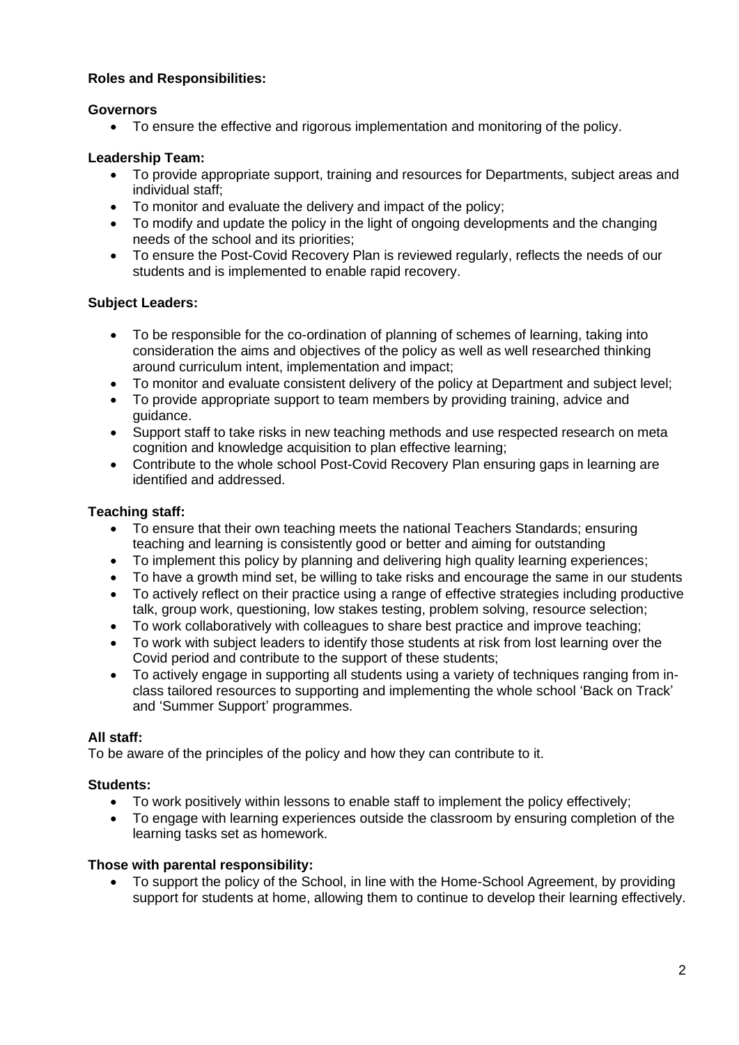**Roles and Responsibilities:**

**Governors**

- To ensure the effective and rigorous implementation and monitoring of the policy.

**Leadership Team:**

- To provide appropriate support, training and resources for Departments, subject areas and individual staff;
- To monitor and evaluate the delivery and impact of the policy;
- To modify and update the policy in the light of ongoing developments and the changing needs of the school and its priorities;
- To ensure the Post-Covid Recovery Plan is reviewed regularly, reflects the needs of our students and is implemented to enable rapid recovery.

**Subject Leaders:**

- To be responsible for the co-ordination of planning of schemes of learning, taking into consideration the aims and objectives of the policy as well as well researched thinking around curriculum intent, implementation and impact;
- To monitor and evaluate consistent delivery of the policy at Department and subject level;
- To provide appropriate support to team members by providing training, advice and guidance.
- Support staff to take risks in new teaching methods and use respected research on meta cognition and knowledge acquisition to plan effective learning;
- Contribute to the whole school Post-Covid Recovery Plan ensuring gaps in learning are identified and addressed.

**Teaching staff:**

- To ensure that their own teaching meets the national Teachers Standards; ensuring teaching and learning is consistently good or better and aiming for outstanding
- To implement this policy by planning and delivering high quality learning experiences;
- To have a growth mind set, be willing to take risks and encourage the same in our students
- To actively reflect on their practice using a range of effective strategies including productive talk, group work, questioning, low stakes testing, problem solving, resource selection;
- To work collaboratively with colleagues to share best practice and improve teaching;
- To work with subject leaders to identify those students at risk from lost learning over the Covid period and contribute to the support of these students;
- To actively engage in supporting all students using a variety of techniques ranging from in-class tailored resources to supporting and implementing the whole school 'Back on Track' and 'Summer Support' programmes.

**All staff:**

To be aware of the principles of the policy and how they can contribute to it.

**Students:**

- To work positively within lessons to enable staff to implement the policy effectively;
- To engage with learning experiences outside the classroom by ensuring completion of the learning tasks set as homework.

**Those with parental responsibility:**

- To support the policy of the School, in line with the Home-School Agreement, by providing support for students at home, allowing them to continue to develop their learning effectively.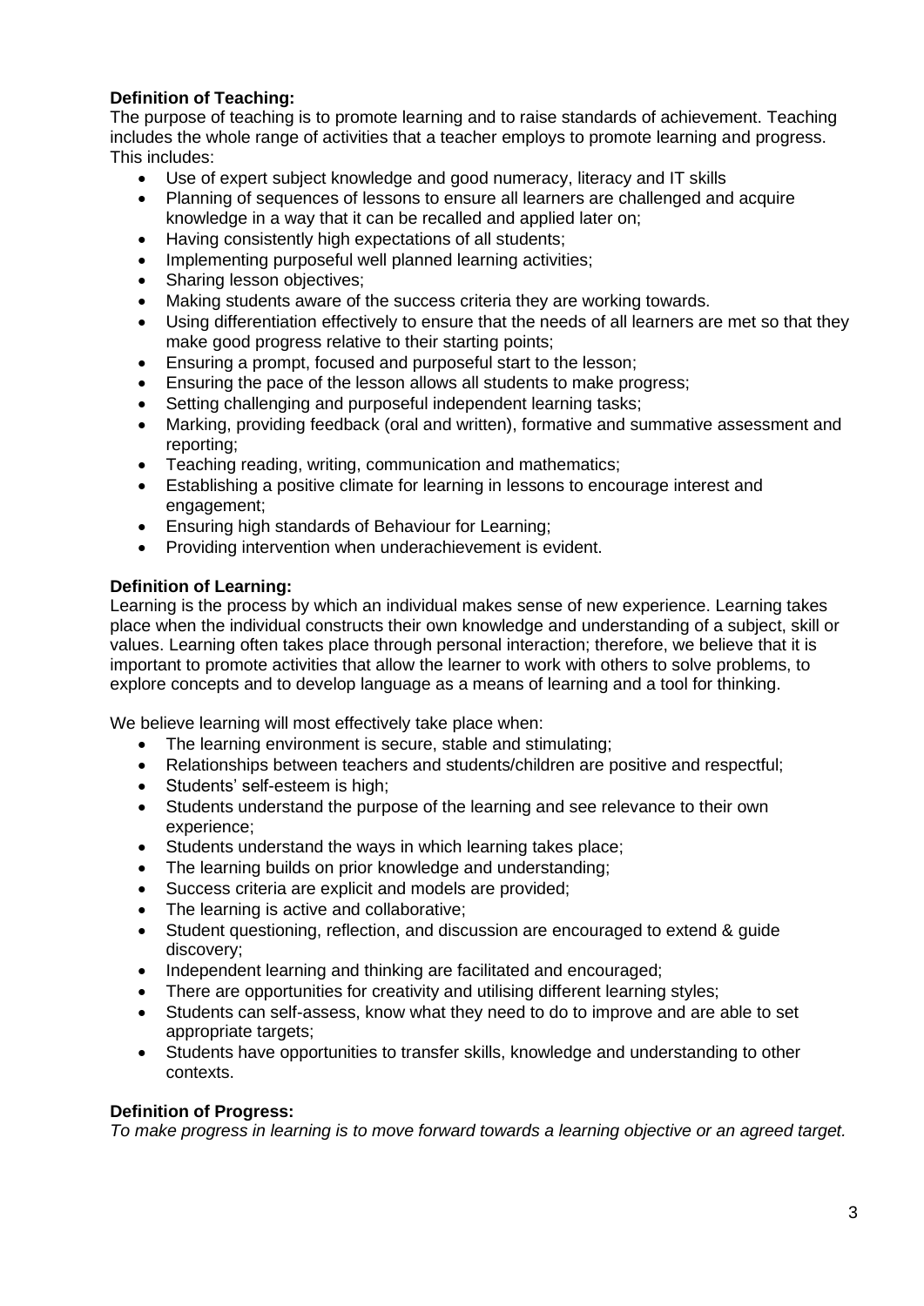**Definition of Teaching:**

The purpose of teaching is to promote learning and to raise standards of achievement. Teaching includes the whole range of activities that a teacher employs to promote learning and progress. This includes:

- Use of expert subject knowledge and good numeracy, literacy and IT skills
- Planning of sequences of lessons to ensure all learners are challenged and acquire knowledge in a way that it can be recalled and applied later on;
- Having consistently high expectations of all students;
- Implementing purposeful well planned learning activities;
- Sharing lesson objectives;
- Making students aware of the success criteria they are working towards.
- Using differentiation effectively to ensure that the needs of all learners are met so that they make good progress relative to their starting points;
- Ensuring a prompt, focused and purposeful start to the lesson;
- Ensuring the pace of the lesson allows all students to make progress;
- Setting challenging and purposeful independent learning tasks;
- Marking, providing feedback (oral and written), formative and summative assessment and reporting;
- Teaching reading, writing, communication and mathematics;
- Establishing a positive climate for learning in lessons to encourage interest and engagement;
- Ensuring high standards of Behaviour for Learning;
- Providing intervention when underachievement is evident.

**Definition of Learning:**

Learning is the process by which an individual makes sense of new experience. Learning takes place when the individual constructs their own knowledge and understanding of a subject, skill or values. Learning often takes place through personal interaction; therefore, we believe that it is important to promote activities that allow the learner to work with others to solve problems, to explore concepts and to develop language as a means of learning and a tool for thinking.

We believe learning will most effectively take place when:

- The learning environment is secure, stable and stimulating;
- Relationships between teachers and students/children are positive and respectful;
- Students' self-esteem is high;
- Students understand the purpose of the learning and see relevance to their own experience;
- Students understand the ways in which learning takes place;
- The learning builds on prior knowledge and understanding;
- Success criteria are explicit and models are provided;
- The learning is active and collaborative;
- Student questioning, reflection, and discussion are encouraged to extend & guide discovery;
- Independent learning and thinking are facilitated and encouraged;
- There are opportunities for creativity and utilising different learning styles;
- Students can self-assess, know what they need to do to improve and are able to set appropriate targets;
- Students have opportunities to transfer skills, knowledge and understanding to other contexts.

**Definition of Progress:**

*To make progress in learning is to move forward towards a learning objective or an agreed target.*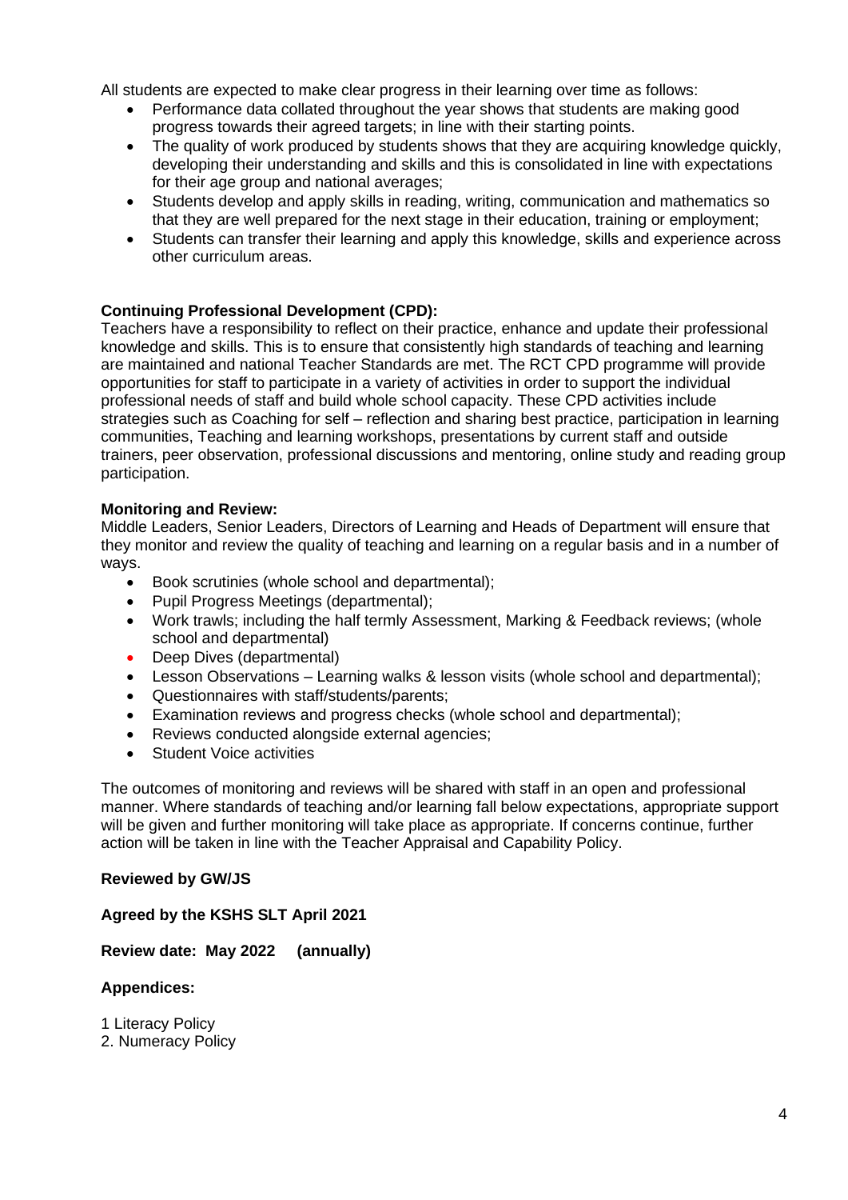All students are expected to make clear progress in their learning over time as follows:

- Performance data collated throughout the year shows that students are making good progress towards their agreed targets; in line with their starting points.
- The quality of work produced by students shows that they are acquiring knowledge quickly, developing their understanding and skills and this is consolidated in line with expectations for their age group and national averages;
- Students develop and apply skills in reading, writing, communication and mathematics so that they are well prepared for the next stage in their education, training or employment;
- Students can transfer their learning and apply this knowledge, skills and experience across other curriculum areas.

**Continuing Professional Development (CPD):**

Teachers have a responsibility to reflect on their practice, enhance and update their professional knowledge and skills. This is to ensure that consistently high standards of teaching and learning are maintained and national Teacher Standards are met. The RCT CPD programme will provide opportunities for staff to participate in a variety of activities in order to support the individual professional needs of staff and build whole school capacity. These CPD activities include strategies such as Coaching for self – reflection and sharing best practice, participation in learning communities, Teaching and learning workshops, presentations by current staff and outside trainers, peer observation, professional discussions and mentoring, online study and reading group participation.

**Monitoring and Review:**

Middle Leaders, Senior Leaders, Directors of Learning and Heads of Department will ensure that they monitor and review the quality of teaching and learning on a regular basis and in a number of ways.

- Book scrutinies (whole school and departmental);
- Pupil Progress Meetings (departmental);
- Work trawls; including the half termly Assessment, Marking & Feedback reviews; (whole school and departmental)
- Deep Dives (departmental)
- Lesson Observations – Learning walks & lesson visits (whole school and departmental);
- Questionnaires with staff/students/parents;
- Examination reviews and progress checks (whole school and departmental);
- Reviews conducted alongside external agencies;
- Student Voice activities

The outcomes of monitoring and reviews will be shared with staff in an open and professional manner. Where standards of teaching and/or learning fall below expectations, appropriate support will be given and further monitoring will take place as appropriate. If concerns continue, further action will be taken in line with the Teacher Appraisal and Capability Policy.

**Reviewed by GW/JS**

**Agreed by the KSHS SLT April 2021**

**Review date: May 2022 (annually)**

**Appendices:**

1 Literacy Policy
2. Numeracy Policy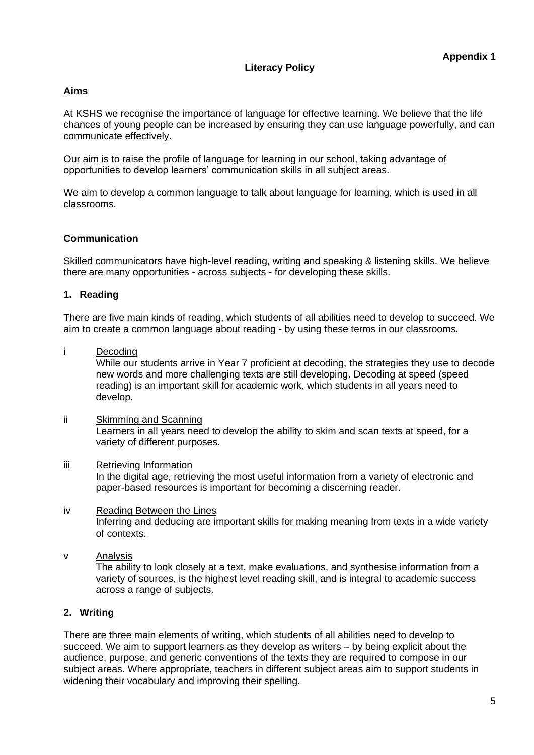**Appendix 1**

# Literacy Policy

## Aims

At KSHS we recognise the importance of language for effective learning. We believe that the life chances of young people can be increased by ensuring they can use language powerfully, and can communicate effectively.

Our aim is to raise the profile of language for learning in our school, taking advantage of opportunities to develop learners' communication skills in all subject areas.

We aim to develop a common language to talk about language for learning, which is used in all classrooms.

## Communication

Skilled communicators have high-level reading, writing and speaking & listening skills. We believe there are many opportunities - across subjects - for developing these skills.

### 1. Reading

There are five main kinds of reading, which students of all abilities need to develop to succeed. We aim to create a common language about reading - by using these terms in our classrooms.

i Decoding

While our students arrive in Year 7 proficient at decoding, the strategies they use to decode new words and more challenging texts are still developing. Decoding at speed (speed reading) is an important skill for academic work, which students in all years need to develop.

ii Skimming and Scanning

Learners in all years need to develop the ability to skim and scan texts at speed, for a variety of different purposes.

iii Retrieving Information

In the digital age, retrieving the most useful information from a variety of electronic and paper-based resources is important for becoming a discerning reader.

iv Reading Between the Lines

Inferring and deducing are important skills for making meaning from texts in a wide variety of contexts.

v Analysis

The ability to look closely at a text, make evaluations, and synthesise information from a variety of sources, is the highest level reading skill, and is integral to academic success across a range of subjects.

### 2. Writing

There are three main elements of writing, which students of all abilities need to develop to succeed. We aim to support learners as they develop as writers – by being explicit about the audience, purpose, and generic conventions of the texts they are required to compose in our subject areas. Where appropriate, teachers in different subject areas aim to support students in widening their vocabulary and improving their spelling.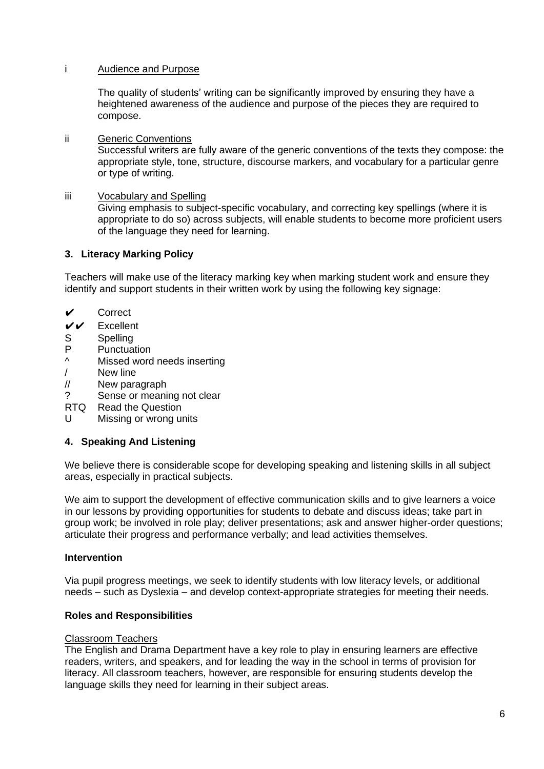i **Audience and Purpose**

The quality of students' writing can be significantly improved by ensuring they have a heightened awareness of the audience and purpose of the pieces they are required to compose.

ii **Generic Conventions**

Successful writers are fully aware of the generic conventions of the texts they compose: the appropriate style, tone, structure, discourse markers, and vocabulary for a particular genre or type of writing.

iii **Vocabulary and Spelling**

Giving emphasis to subject-specific vocabulary, and correcting key spellings (where it is appropriate to do so) across subjects, will enable students to become more proficient users of the language they need for learning.

### 3. Literacy Marking Policy

Teachers will make use of the literacy marking key when marking student work and ensure they identify and support students in their written work by using the following key signage:

- ✔ Correct
- ✔✔ Excellent
- S Spelling
- P Punctuation
- ^ Missed word needs inserting
- / New line
- // New paragraph
- ? Sense or meaning not clear
- RTQ Read the Question
- U Missing or wrong units

### 4. Speaking And Listening

We believe there is considerable scope for developing speaking and listening skills in all subject areas, especially in practical subjects.

We aim to support the development of effective communication skills and to give learners a voice in our lessons by providing opportunities for students to debate and discuss ideas; take part in group work; be involved in role play; deliver presentations; ask and answer higher-order questions; articulate their progress and performance verbally; and lead activities themselves.

### Intervention

Via pupil progress meetings, we seek to identify students with low literacy levels, or additional needs – such as Dyslexia – and develop context-appropriate strategies for meeting their needs.

### Roles and Responsibilities

**Classroom Teachers**

The English and Drama Department have a key role to play in ensuring learners are effective readers, writers, and speakers, and for leading the way in the school in terms of provision for literacy. All classroom teachers, however, are responsible for ensuring students develop the language skills they need for learning in their subject areas.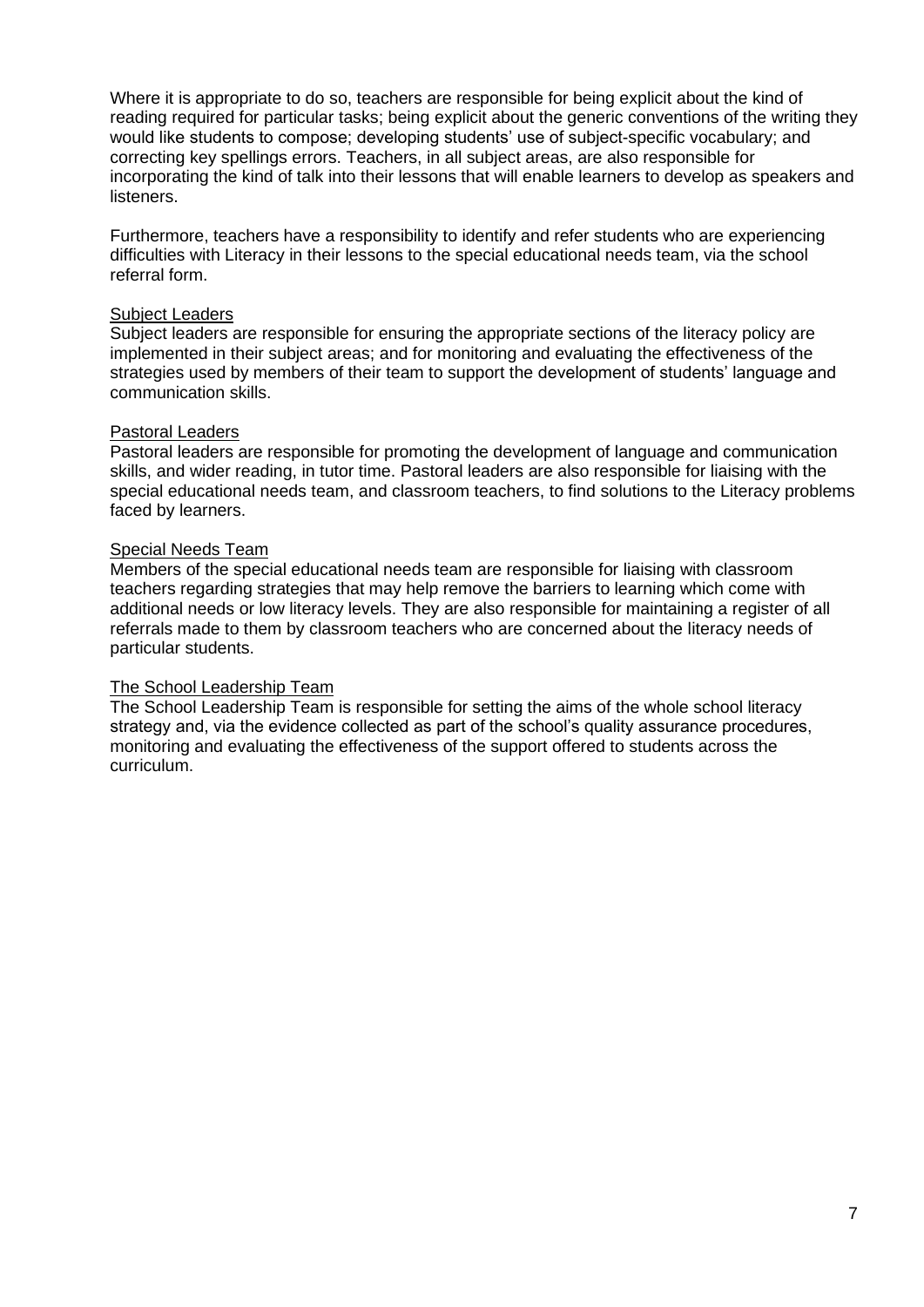Where it is appropriate to do so, teachers are responsible for being explicit about the kind of reading required for particular tasks; being explicit about the generic conventions of the writing they would like students to compose; developing students' use of subject-specific vocabulary; and correcting key spellings errors. Teachers, in all subject areas, are also responsible for incorporating the kind of talk into their lessons that will enable learners to develop as speakers and listeners.

Furthermore, teachers have a responsibility to identify and refer students who are experiencing difficulties with Literacy in their lessons to the special educational needs team, via the school referral form.

<u>Subject Leaders</u>
Subject leaders are responsible for ensuring the appropriate sections of the literacy policy are implemented in their subject areas; and for monitoring and evaluating the effectiveness of the strategies used by members of their team to support the development of students' language and communication skills.

<u>Pastoral Leaders</u>
Pastoral leaders are responsible for promoting the development of language and communication skills, and wider reading, in tutor time. Pastoral leaders are also responsible for liaising with the special educational needs team, and classroom teachers, to find solutions to the Literacy problems faced by learners.

<u>Special Needs Team</u>
Members of the special educational needs team are responsible for liaising with classroom teachers regarding strategies that may help remove the barriers to learning which come with additional needs or low literacy levels. They are also responsible for maintaining a register of all referrals made to them by classroom teachers who are concerned about the literacy needs of particular students.

<u>The School Leadership Team</u>
The School Leadership Team is responsible for setting the aims of the whole school literacy strategy and, via the evidence collected as part of the school's quality assurance procedures, monitoring and evaluating the effectiveness of the support offered to students across the curriculum.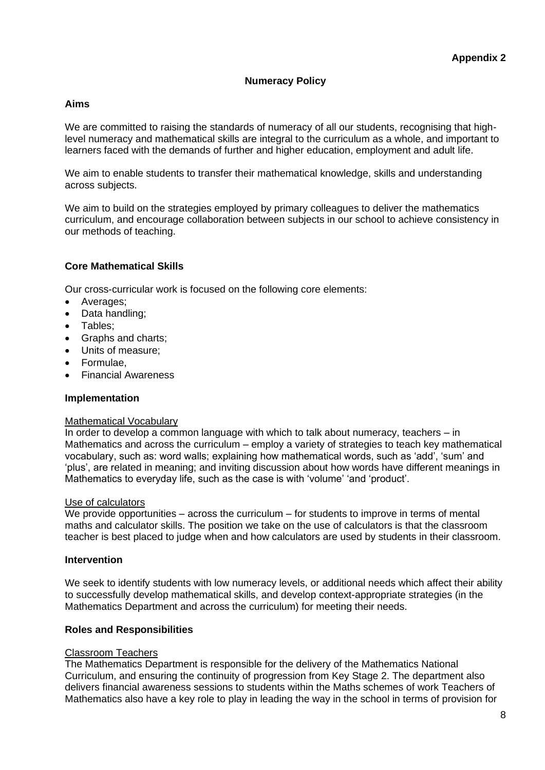**Appendix 2**

## Numeracy Policy

### Aims

We are committed to raising the standards of numeracy of all our students, recognising that high-level numeracy and mathematical skills are integral to the curriculum as a whole, and important to learners faced with the demands of further and higher education, employment and adult life.

We aim to enable students to transfer their mathematical knowledge, skills and understanding across subjects.

We aim to build on the strategies employed by primary colleagues to deliver the mathematics curriculum, and encourage collaboration between subjects in our school to achieve consistency in our methods of teaching.

### Core Mathematical Skills

Our cross-curricular work is focused on the following core elements:

- Averages;
- Data handling;
- Tables;
- Graphs and charts;
- Units of measure;
- Formulae,
- Financial Awareness

### Implementation

<u>Mathematical Vocabulary</u>
In order to develop a common language with which to talk about numeracy, teachers – in Mathematics and across the curriculum – employ a variety of strategies to teach key mathematical vocabulary, such as: word walls; explaining how mathematical words, such as 'add', 'sum' and 'plus', are related in meaning; and inviting discussion about how words have different meanings in Mathematics to everyday life, such as the case is with 'volume' 'and 'product'.

<u>Use of calculators</u>
We provide opportunities – across the curriculum – for students to improve in terms of mental maths and calculator skills. The position we take on the use of calculators is that the classroom teacher is best placed to judge when and how calculators are used by students in their classroom.

### Intervention

We seek to identify students with low numeracy levels, or additional needs which affect their ability to successfully develop mathematical skills, and develop context-appropriate strategies (in the Mathematics Department and across the curriculum) for meeting their needs.

### Roles and Responsibilities

<u>Classroom Teachers</u>
The Mathematics Department is responsible for the delivery of the Mathematics National Curriculum, and ensuring the continuity of progression from Key Stage 2. The department also delivers financial awareness sessions to students within the Maths schemes of work Teachers of Mathematics also have a key role to play in leading the way in the school in terms of provision for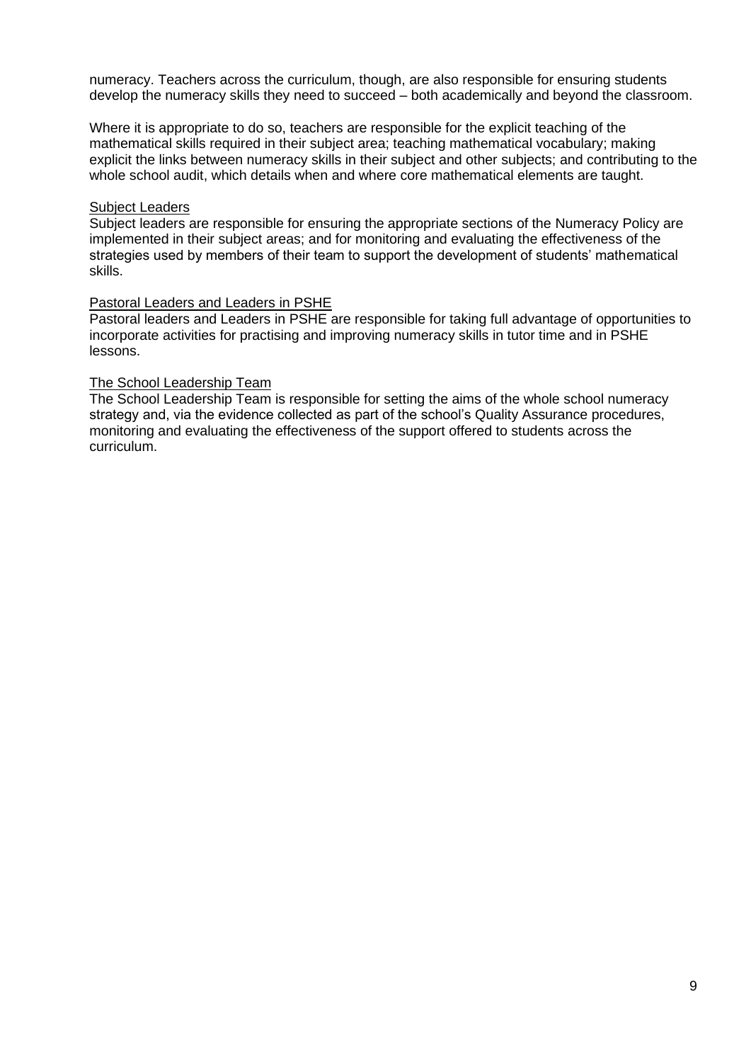numeracy. Teachers across the curriculum, though, are also responsible for ensuring students develop the numeracy skills they need to succeed – both academically and beyond the classroom.

Where it is appropriate to do so, teachers are responsible for the explicit teaching of the mathematical skills required in their subject area; teaching mathematical vocabulary; making explicit the links between numeracy skills in their subject and other subjects; and contributing to the whole school audit, which details when and where core mathematical elements are taught.

### Subject Leaders

Subject leaders are responsible for ensuring the appropriate sections of the Numeracy Policy are implemented in their subject areas; and for monitoring and evaluating the effectiveness of the strategies used by members of their team to support the development of students' mathematical skills.

### Pastoral Leaders and Leaders in PSHE

Pastoral leaders and Leaders in PSHE are responsible for taking full advantage of opportunities to incorporate activities for practising and improving numeracy skills in tutor time and in PSHE lessons.

### The School Leadership Team

The School Leadership Team is responsible for setting the aims of the whole school numeracy strategy and, via the evidence collected as part of the school's Quality Assurance procedures, monitoring and evaluating the effectiveness of the support offered to students across the curriculum.